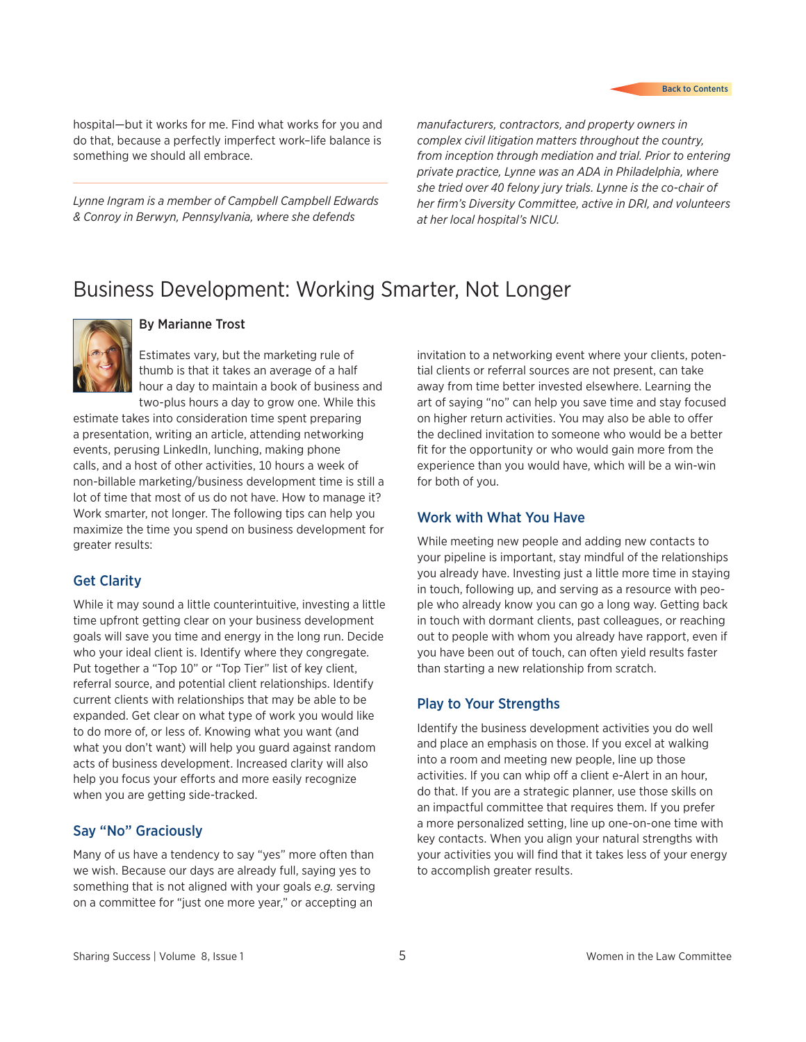hospital—but it works for me. Find what works for you and do that, because a perfectly imperfect work–life balance is something we should all embrace.

---

*Lynne Ingram is a member of Campbell Campbell Edwards & Conroy in Berwyn, Pennsylvania, where she defends manufacturers, contractors, and property owners in complex civil litigation matters throughout the country, from inception through mediation and trial. Prior to entering private practice, Lynne was an ADA in Philadelphia, where she tried over 40 felony jury trials. Lynne is the co-chair of her firm's Diversity Committee, active in DRI, and volunteers at her local hospital's NICU.*

# Business Development: Working Smarter, Not Longer

**By Marianne Trost**

Estimates vary, but the marketing rule of thumb is that it takes an average of a half hour a day to maintain a book of business and two-plus hours a day to grow one. While this estimate takes into consideration time spent preparing a presentation, writing an article, attending networking events, perusing LinkedIn, lunching, making phone calls, and a host of other activities, 10 hours a week of non-billable marketing/business development time is still a lot of time that most of us do not have. How to manage it? Work smarter, not longer. The following tips can help you maximize the time you spend on business development for greater results:

## Get Clarity

While it may sound a little counterintuitive, investing a little time upfront getting clear on your business development goals will save you time and energy in the long run. Decide who your ideal client is. Identify where they congregate. Put together a "Top 10" or "Top Tier" list of key client, referral source, and potential client relationships. Identify current clients with relationships that may be able to be expanded. Get clear on what type of work you would like to do more of, or less of. Knowing what you want (and what you don't want) will help you guard against random acts of business development. Increased clarity will also help you focus your efforts and more easily recognize when you are getting side-tracked.

## Say "No" Graciously

Many of us have a tendency to say "yes" more often than we wish. Because our days are already full, saying yes to something that is not aligned with your goals *e.g.* serving on a committee for "just one more year," or accepting an invitation to a networking event where your clients, potential clients or referral sources are not present, can take away from time better invested elsewhere. Learning the art of saying "no" can help you save time and stay focused on higher return activities. You may also be able to offer the declined invitation to someone who would be a better fit for the opportunity or who would gain more from the experience than you would have, which will be a win-win for both of you.

## Work with What You Have

While meeting new people and adding new contacts to your pipeline is important, stay mindful of the relationships you already have. Investing just a little more time in staying in touch, following up, and serving as a resource with people who already know you can go a long way. Getting back in touch with dormant clients, past colleagues, or reaching out to people with whom you already have rapport, even if you have been out of touch, can often yield results faster than starting a new relationship from scratch.

## Play to Your Strengths

Identify the business development activities you do well and place an emphasis on those. If you excel at walking into a room and meeting new people, line up those activities. If you can whip off a client e-Alert in an hour, do that. If you are a strategic planner, use those skills on an impactful committee that requires them. If you prefer a more personalized setting, line up one-on-one time with key contacts. When you align your natural strengths with your activities you will find that it takes less of your energy to accomplish greater results.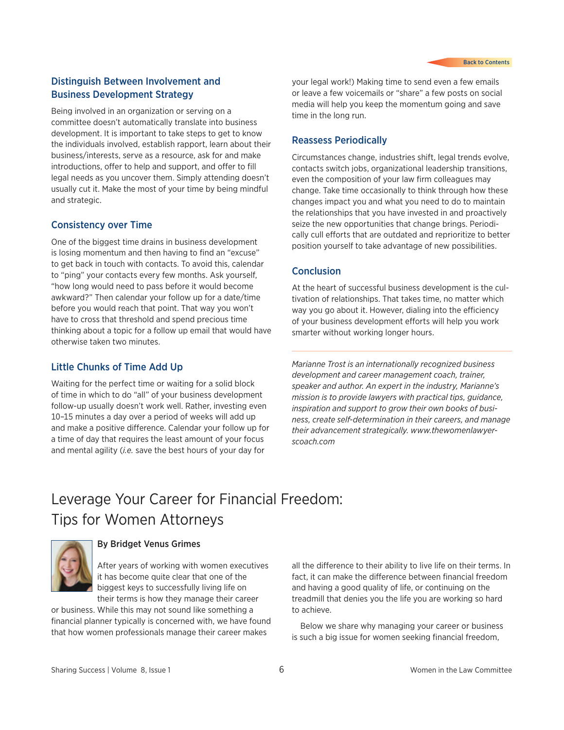## Distinguish Between Involvement and Business Development Strategy

Being involved in an organization or serving on a committee doesn't automatically translate into business development. It is important to take steps to get to know the individuals involved, establish rapport, learn about their business/interests, serve as a resource, ask for and make introductions, offer to help and support, and offer to fill legal needs as you uncover them. Simply attending doesn't usually cut it. Make the most of your time by being mindful and strategic.

## Consistency over Time

One of the biggest time drains in business development is losing momentum and then having to find an "excuse" to get back in touch with contacts. To avoid this, calendar to "ping" your contacts every few months. Ask yourself, "how long would need to pass before it would become awkward?" Then calendar your follow up for a date/time before you would reach that point. That way you won't have to cross that threshold and spend precious time thinking about a topic for a follow up email that would have otherwise taken two minutes.

## Little Chunks of Time Add Up

Waiting for the perfect time or waiting for a solid block of time in which to do "all" of your business development follow-up usually doesn't work well. Rather, investing even 10–15 minutes a day over a period of weeks will add up and make a positive difference. Calendar your follow up for a time of day that requires the least amount of your focus and mental agility (*i.e.* save the best hours of your day for your legal work!) Making time to send even a few emails or leave a few voicemails or "share" a few posts on social media will help you keep the momentum going and save time in the long run.

## Reassess Periodically

Circumstances change, industries shift, legal trends evolve, contacts switch jobs, organizational leadership transitions, even the composition of your law firm colleagues may change. Take time occasionally to think through how these changes impact you and what you need to do to maintain the relationships that you have invested in and proactively seize the new opportunities that change brings. Periodically cull efforts that are outdated and reprioritize to better position yourself to take advantage of new possibilities.

## Conclusion

At the heart of successful business development is the cultivation of relationships. That takes time, no matter which way you go about it. However, dialing into the efficiency of your business development efforts will help you work smarter without working longer hours.

---

*Marianne Trost is an internationally recognized business development and career management coach, trainer, speaker and author. An expert in the industry, Marianne's mission is to provide lawyers with practical tips, guidance, inspiration and support to grow their own books of business, create self-determination in their careers, and manage their advancement strategically. www.thewomenlawyerscoach.com*

# Leverage Your Career for Financial Freedom: Tips for Women Attorneys

**By Bridget Venus Grimes**

After years of working with women executives it has become quite clear that one of the biggest keys to successfully living life on their terms is how they manage their career or business. While this may not sound like something a financial planner typically is concerned with, we have found that how women professionals manage their career makes all the difference to their ability to live life on their terms. In fact, it can make the difference between financial freedom and having a good quality of life, or continuing on the treadmill that denies you the life you are working so hard to achieve.

Below we share why managing your career or business is such a big issue for women seeking financial freedom,